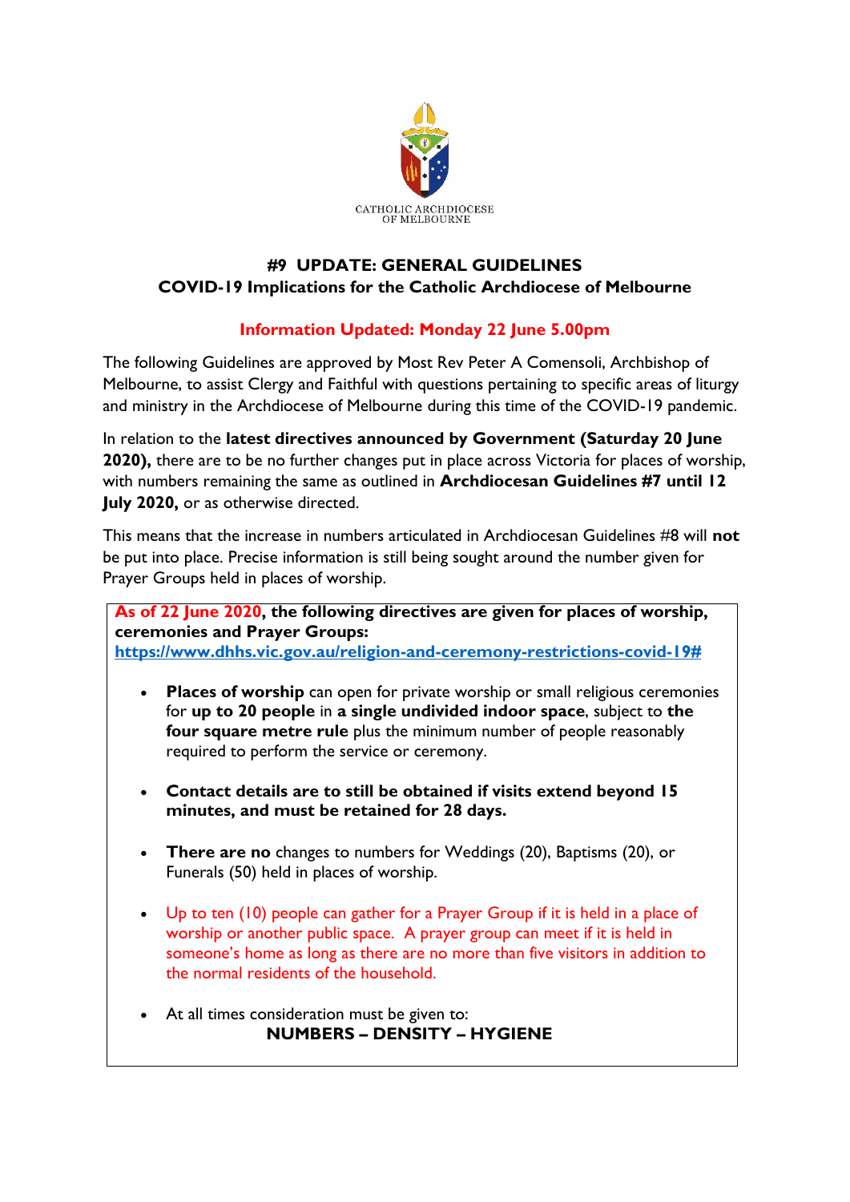CATHOLIC ARCHDIOCESE OF MELBOURNE

# #9 UPDATE: GENERAL GUIDELINES
## COVID-19 Implications for the Catholic Archdiocese of Melbourne

**Information Updated: Monday 22 June 5.00pm**

The following Guidelines are approved by Most Rev Peter A Comensoli, Archbishop of Melbourne, to assist Clergy and Faithful with questions pertaining to specific areas of liturgy and ministry in the Archdiocese of Melbourne during this time of the COVID-19 pandemic.

In relation to the **latest directives announced by Government (Saturday 20 June 2020),** there are to be no further changes put in place across Victoria for places of worship, with numbers remaining the same as outlined in **Archdiocesan Guidelines #7 until 12 July 2020,** or as otherwise directed.

This means that the increase in numbers articulated in Archdiocesan Guidelines #8 will **not** be put into place. Precise information is still being sought around the number given for Prayer Groups held in places of worship.

**As of 22 June 2020, the following directives are given for places of worship, ceremonies and Prayer Groups:**
https://www.dhhs.vic.gov.au/religion-and-ceremony-restrictions-covid-19#

- **Places of worship** can open for private worship or small religious ceremonies for **up to 20 people** in **a single undivided indoor space**, subject to **the four square metre rule** plus the minimum number of people reasonably required to perform the service or ceremony.

- **Contact details are to still be obtained if visits extend beyond 15 minutes, and must be retained for 28 days.**

- **There are no** changes to numbers for Weddings (20), Baptisms (20), or Funerals (50) held in places of worship.

- Up to ten (10) people can gather for a Prayer Group if it is held in a place of worship or another public space. A prayer group can meet if it is held in someone's home as long as there are no more than five visitors in addition to the normal residents of the household.

- At all times consideration must be given to:
  **NUMBERS – DENSITY – HYGIENE**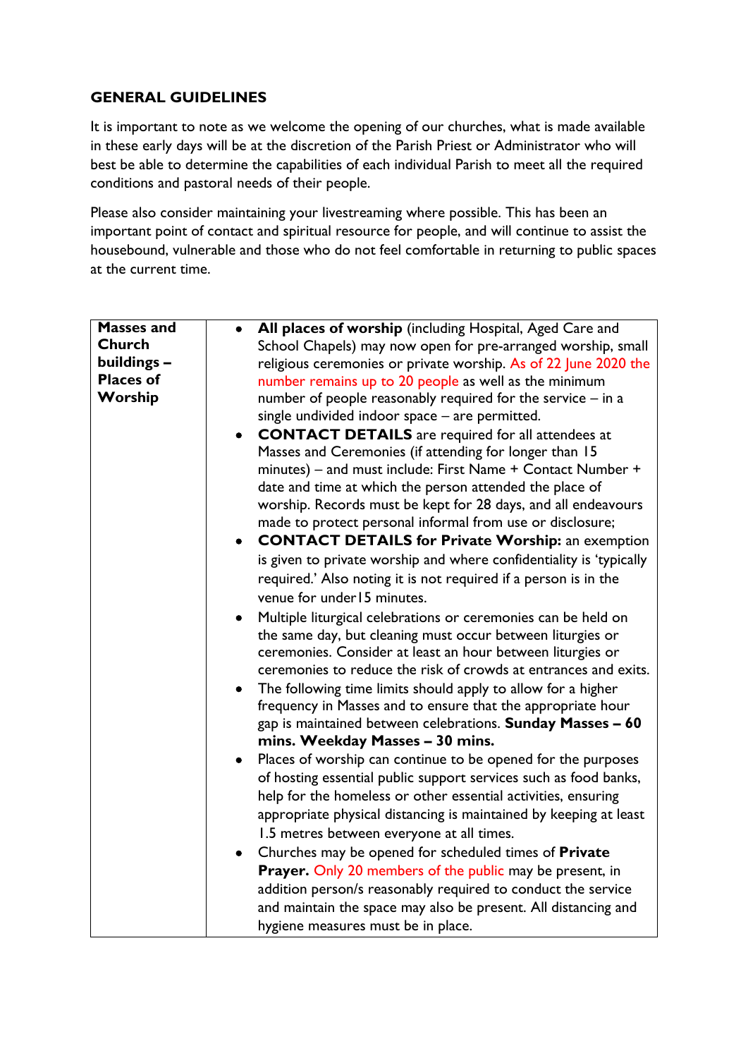## GENERAL GUIDELINES

It is important to note as we welcome the opening of our churches, what is made available in these early days will be at the discretion of the Parish Priest or Administrator who will best be able to determine the capabilities of each individual Parish to meet all the required conditions and pastoral needs of their people.

Please also consider maintaining your livestreaming where possible. This has been an important point of contact and spiritual resource for people, and will continue to assist the housebound, vulnerable and those who do not feel comfortable in returning to public spaces at the current time.

| **Masses and Church buildings – Places of Worship** | <ul><li>**All places of worship** (including Hospital, Aged Care and School Chapels) may now open for pre-arranged worship, small religious ceremonies or private worship. As of 22 June 2020 the number remains up to 20 people as well as the minimum number of people reasonably required for the service – in a single undivided indoor space – are permitted.</li><li>**CONTACT DETAILS** are required for all attendees at Masses and Ceremonies (if attending for longer than 15 minutes) – and must include: First Name + Contact Number + date and time at which the person attended the place of worship. Records must be kept for 28 days, and all endeavours made to protect personal informal from use or disclosure;</li><li>**CONTACT DETAILS for Private Worship:** an exemption is given to private worship and where confidentiality is 'typically required.' Also noting it is not required if a person is in the venue for under15 minutes.</li><li>Multiple liturgical celebrations or ceremonies can be held on the same day, but cleaning must occur between liturgies or ceremonies. Consider at least an hour between liturgies or ceremonies to reduce the risk of crowds at entrances and exits.</li><li>The following time limits should apply to allow for a higher frequency in Masses and to ensure that the appropriate hour gap is maintained between celebrations. **Sunday Masses – 60 mins. Weekday Masses – 30 mins.**</li><li>Places of worship can continue to be opened for the purposes of hosting essential public support services such as food banks, help for the homeless or other essential activities, ensuring appropriate physical distancing is maintained by keeping at least 1.5 metres between everyone at all times.</li><li>Churches may be opened for scheduled times of **Private Prayer.** Only 20 members of the public may be present, in addition person/s reasonably required to conduct the service and maintain the space may also be present. All distancing and hygiene measures must be in place.</li></ul> |
|---|---|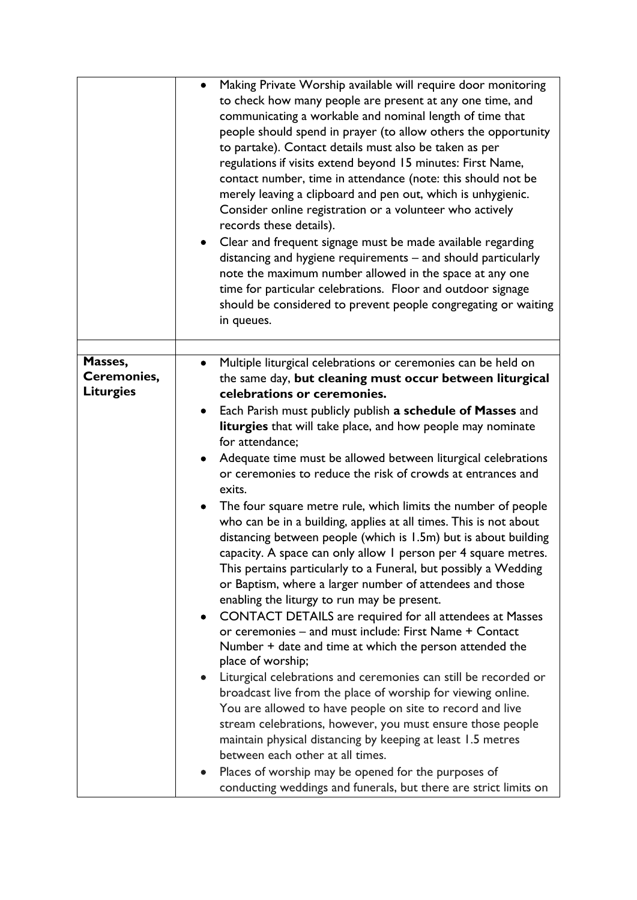| | |
|---|---|
| | <ul><li>Making Private Worship available will require door monitoring to check how many people are present at any one time, and communicating a workable and nominal length of time that people should spend in prayer (to allow others the opportunity to partake). Contact details must also be taken as per regulations if visits extend beyond 15 minutes: First Name, contact number, time in attendance (note: this should not be merely leaving a clipboard and pen out, which is unhygienic. Consider online registration or a volunteer who actively records these details).</li><li>Clear and frequent signage must be made available regarding distancing and hygiene requirements – and should particularly note the maximum number allowed in the space at any one time for particular celebrations. Floor and outdoor signage should be considered to prevent people congregating or waiting in queues.</li></ul> |
| | |
| **Masses, Ceremonies, Liturgies** | <ul><li>Multiple liturgical celebrations or ceremonies can be held on the same day, **but cleaning must occur between liturgical celebrations or ceremonies.**</li><li>Each Parish must publicly publish **a schedule of Masses** and **liturgies** that will take place, and how people may nominate for attendance;</li><li>Adequate time must be allowed between liturgical celebrations or ceremonies to reduce the risk of crowds at entrances and exits.</li><li>The four square metre rule, which limits the number of people who can be in a building, applies at all times. This is not about distancing between people (which is 1.5m) but is about building capacity. A space can only allow 1 person per 4 square metres. This pertains particularly to a Funeral, but possibly a Wedding or Baptism, where a larger number of attendees and those enabling the liturgy to run may be present.</li><li>CONTACT DETAILS are required for all attendees at Masses or ceremonies – and must include: First Name + Contact Number + date and time at which the person attended the place of worship;</li><li>Liturgical celebrations and ceremonies can still be recorded or broadcast live from the place of worship for viewing online. You are allowed to have people on site to record and live stream celebrations, however, you must ensure those people maintain physical distancing by keeping at least 1.5 metres between each other at all times.</li><li>Places of worship may be opened for the purposes of conducting weddings and funerals, but there are strict limits on</li></ul> |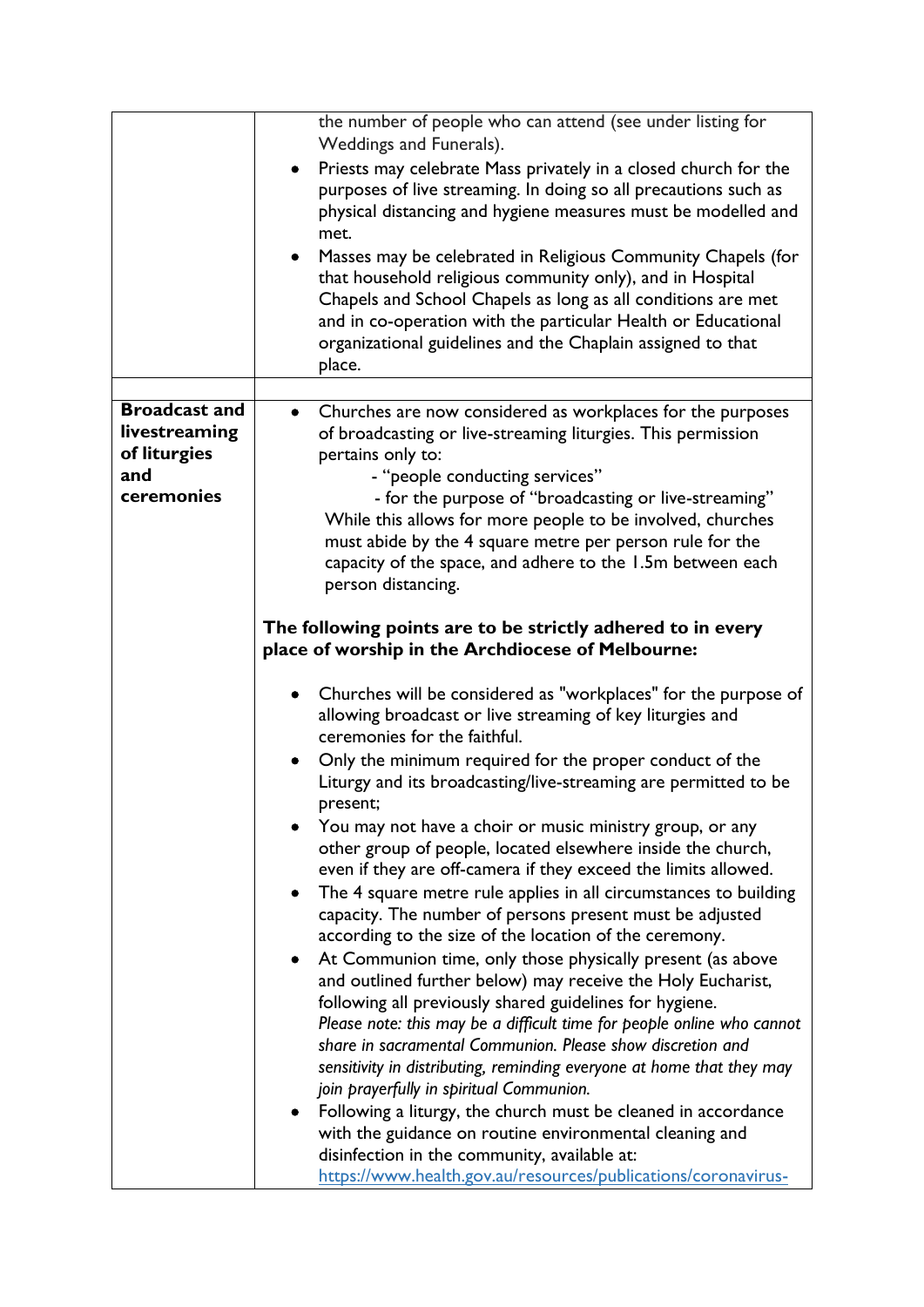| | |
|---|---|
| | the number of people who can attend (see under listing for Weddings and Funerals).<br>• Priests may celebrate Mass privately in a closed church for the purposes of live streaming. In doing so all precautions such as physical distancing and hygiene measures must be modelled and met.<br>• Masses may be celebrated in Religious Community Chapels (for that household religious community only), and in Hospital Chapels and School Chapels as long as all conditions are met and in co-operation with the particular Health or Educational organizational guidelines and the Chaplain assigned to that place. |
| | |
| **Broadcast and livestreaming of liturgies and ceremonies** | • Churches are now considered as workplaces for the purposes of broadcasting or live-streaming liturgies. This permission pertains only to:<br>- "people conducting services"<br>- for the purpose of "broadcasting or live-streaming"<br>While this allows for more people to be involved, churches must abide by the 4 square metre per person rule for the capacity of the space, and adhere to the 1.5m between each person distancing.<br><br>**The following points are to be strictly adhered to in every place of worship in the Archdiocese of Melbourne:**<br><br>• Churches will be considered as "workplaces" for the purpose of allowing broadcast or live streaming of key liturgies and ceremonies for the faithful.<br>• Only the minimum required for the proper conduct of the Liturgy and its broadcasting/live-streaming are permitted to be present;<br>• You may not have a choir or music ministry group, or any other group of people, located elsewhere inside the church, even if they are off-camera if they exceed the limits allowed.<br>• The 4 square metre rule applies in all circumstances to building capacity. The number of persons present must be adjusted according to the size of the location of the ceremony.<br>• At Communion time, only those physically present (as above and outlined further below) may receive the Holy Eucharist, following all previously shared guidelines for hygiene.<br>*Please note: this may be a difficult time for people online who cannot share in sacramental Communion. Please show discretion and sensitivity in distributing, reminding everyone at home that they may join prayerfully in spiritual Communion.*<br>• Following a liturgy, the church must be cleaned in accordance with the guidance on routine environmental cleaning and disinfection in the community, available at:<br>https://www.health.gov.au/resources/publications/coronavirus- |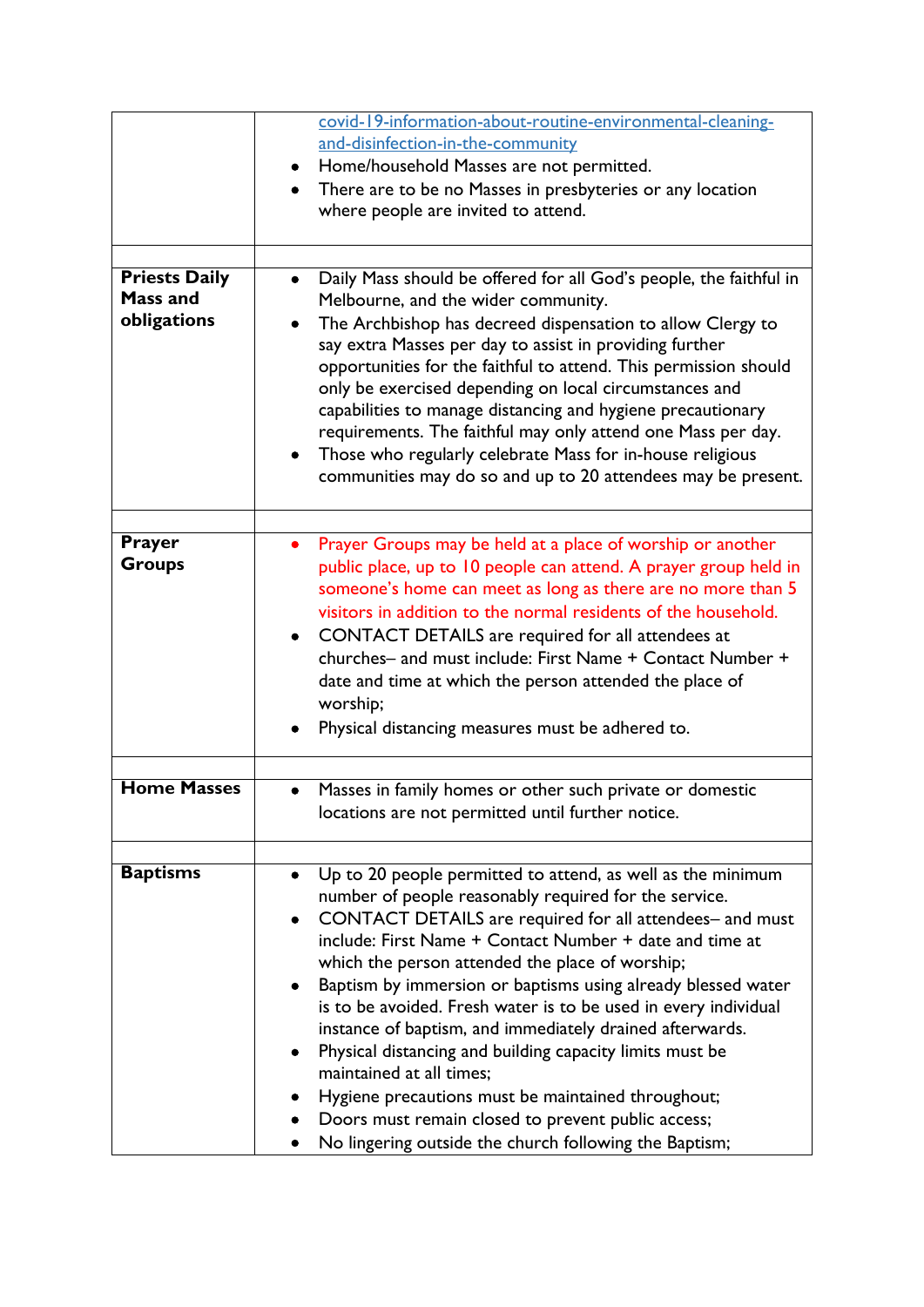| | |
|---|---|
| | [covid-19-information-about-routine-environmental-cleaning-and-disinfection-in-the-community](covid-19-information-about-routine-environmental-cleaning-and-disinfection-in-the-community)<br>• Home/household Masses are not permitted.<br>• There are to be no Masses in presbyteries or any location where people are invited to attend. |
| | |
| **Priests Daily Mass and obligations** | • Daily Mass should be offered for all God's people, the faithful in Melbourne, and the wider community.<br>• The Archbishop has decreed dispensation to allow Clergy to say extra Masses per day to assist in providing further opportunities for the faithful to attend. This permission should only be exercised depending on local circumstances and capabilities to manage distancing and hygiene precautionary requirements. The faithful may only attend one Mass per day.<br>• Those who regularly celebrate Mass for in-house religious communities may do so and up to 20 attendees may be present. |
| | |
| **Prayer Groups** | • Prayer Groups may be held at a place of worship or another public place, up to 10 people can attend. A prayer group held in someone's home can meet as long as there are no more than 5 visitors in addition to the normal residents of the household.<br>• CONTACT DETAILS are required for all attendees at churches– and must include: First Name + Contact Number + date and time at which the person attended the place of worship;<br>• Physical distancing measures must be adhered to. |
| | |
| **Home Masses** | • Masses in family homes or other such private or domestic locations are not permitted until further notice. |
| | |
| **Baptisms** | • Up to 20 people permitted to attend, as well as the minimum number of people reasonably required for the service.<br>• CONTACT DETAILS are required for all attendees– and must include: First Name + Contact Number + date and time at which the person attended the place of worship;<br>• Baptism by immersion or baptisms using already blessed water is to be avoided. Fresh water is to be used in every individual instance of baptism, and immediately drained afterwards.<br>• Physical distancing and building capacity limits must be maintained at all times;<br>• Hygiene precautions must be maintained throughout;<br>• Doors must remain closed to prevent public access;<br>• No lingering outside the church following the Baptism; |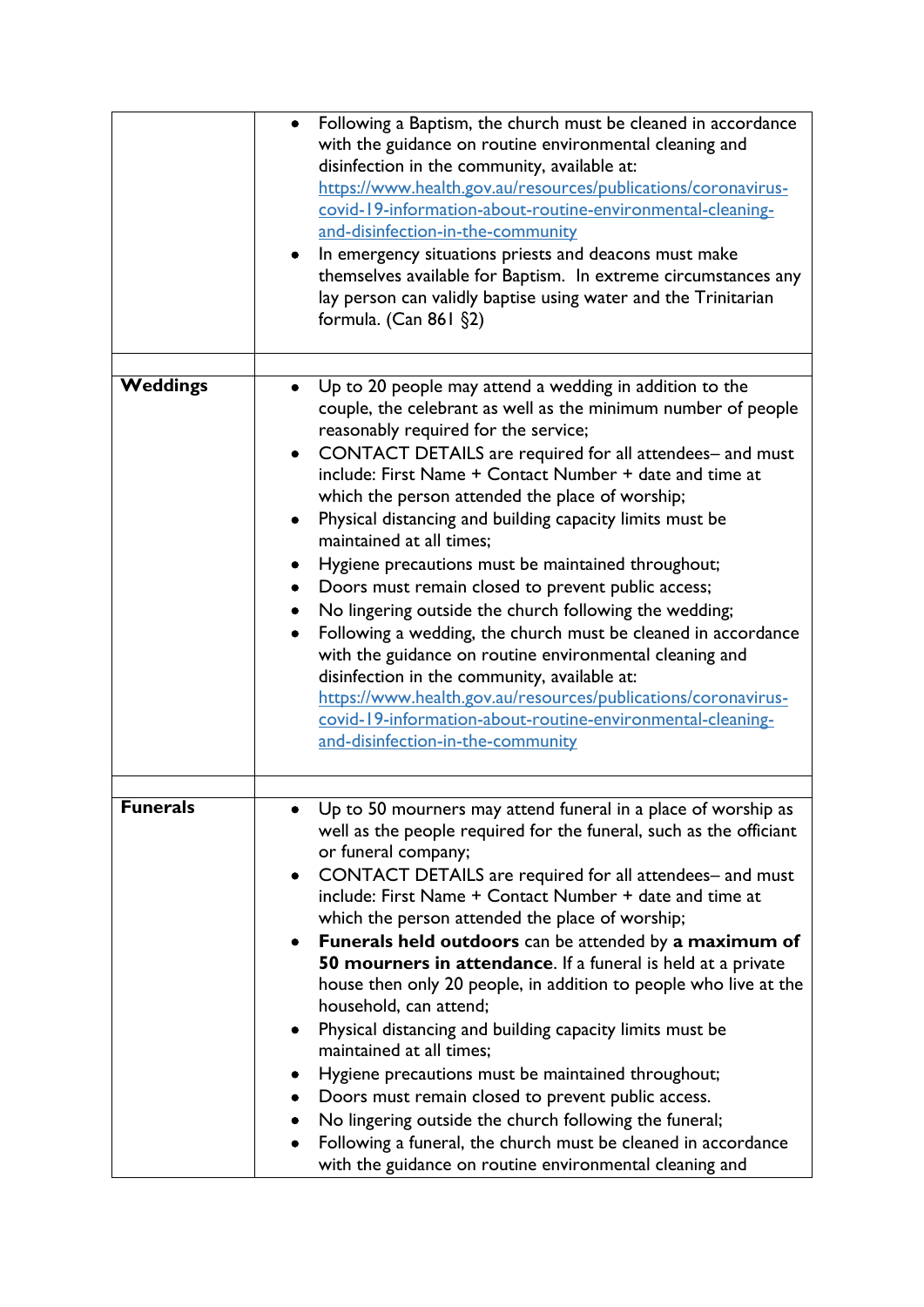| | |
|---|---|
| | • Following a Baptism, the church must be cleaned in accordance with the guidance on routine environmental cleaning and disinfection in the community, available at: [https://www.health.gov.au/resources/publications/coronavirus-covid-19-information-about-routine-environmental-cleaning-and-disinfection-in-the-community](https://www.health.gov.au/resources/publications/coronavirus-covid-19-information-about-routine-environmental-cleaning-and-disinfection-in-the-community) <br> • In emergency situations priests and deacons must make themselves available for Baptism. In extreme circumstances any lay person can validly baptise using water and the Trinitarian formula. (Can 861 §2) |
| | |
| **Weddings** | • Up to 20 people may attend a wedding in addition to the couple, the celebrant as well as the minimum number of people reasonably required for the service; <br> • CONTACT DETAILS are required for all attendees– and must include: First Name + Contact Number + date and time at which the person attended the place of worship; <br> • Physical distancing and building capacity limits must be maintained at all times; <br> • Hygiene precautions must be maintained throughout; <br> • Doors must remain closed to prevent public access; <br> • No lingering outside the church following the wedding; <br> • Following a wedding, the church must be cleaned in accordance with the guidance on routine environmental cleaning and disinfection in the community, available at: [https://www.health.gov.au/resources/publications/coronavirus-covid-19-information-about-routine-environmental-cleaning-and-disinfection-in-the-community](https://www.health.gov.au/resources/publications/coronavirus-covid-19-information-about-routine-environmental-cleaning-and-disinfection-in-the-community) |
| | |
| **Funerals** | • Up to 50 mourners may attend funeral in a place of worship as well as the people required for the funeral, such as the officiant or funeral company; <br> • CONTACT DETAILS are required for all attendees– and must include: First Name + Contact Number + date and time at which the person attended the place of worship; <br> • **Funerals held outdoors** can be attended by **a maximum of 50 mourners in attendance**. If a funeral is held at a private house then only 20 people, in addition to people who live at the household, can attend; <br> • Physical distancing and building capacity limits must be maintained at all times; <br> • Hygiene precautions must be maintained throughout; <br> • Doors must remain closed to prevent public access. <br> • No lingering outside the church following the funeral; <br> • Following a funeral, the church must be cleaned in accordance with the guidance on routine environmental cleaning and |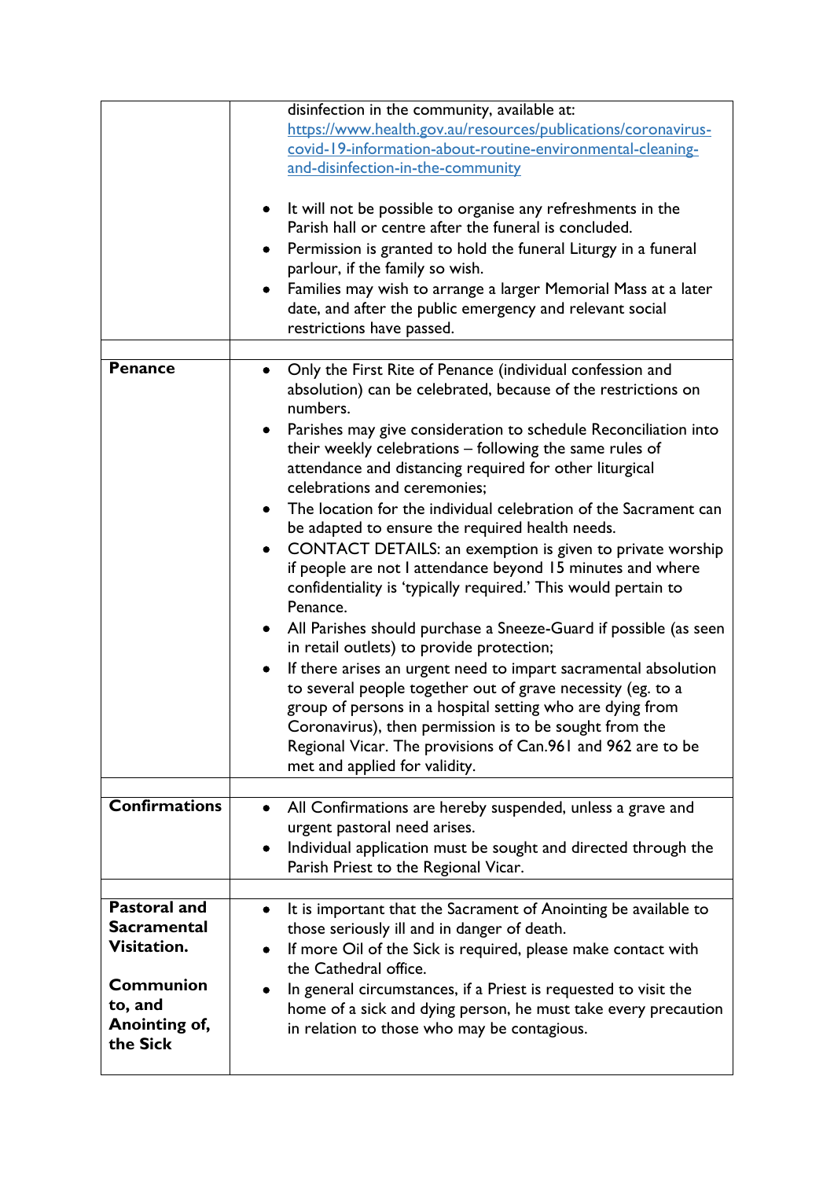| | |
|---|---|
| | disinfection in the community, available at: https://www.health.gov.au/resources/publications/coronavirus-covid-19-information-about-routine-environmental-cleaning-and-disinfection-in-the-community<br><br>• It will not be possible to organise any refreshments in the Parish hall or centre after the funeral is concluded.<br>• Permission is granted to hold the funeral Liturgy in a funeral parlour, if the family so wish.<br>• Families may wish to arrange a larger Memorial Mass at a later date, and after the public emergency and relevant social restrictions have passed. |
| | |
| **Penance** | • Only the First Rite of Penance (individual confession and absolution) can be celebrated, because of the restrictions on numbers.<br>• Parishes may give consideration to schedule Reconciliation into their weekly celebrations – following the same rules of attendance and distancing required for other liturgical celebrations and ceremonies;<br>• The location for the individual celebration of the Sacrament can be adapted to ensure the required health needs.<br>• CONTACT DETAILS: an exemption is given to private worship if people are not I attendance beyond 15 minutes and where confidentiality is 'typically required.' This would pertain to Penance.<br>• All Parishes should purchase a Sneeze-Guard if possible (as seen in retail outlets) to provide protection;<br>• If there arises an urgent need to impart sacramental absolution to several people together out of grave necessity (eg. to a group of persons in a hospital setting who are dying from Coronavirus), then permission is to be sought from the Regional Vicar. The provisions of Can.961 and 962 are to be met and applied for validity. |
| | |
| **Confirmations** | • All Confirmations are hereby suspended, unless a grave and urgent pastoral need arises.<br>• Individual application must be sought and directed through the Parish Priest to the Regional Vicar. |
| | |
| **Pastoral and Sacramental Visitation.**<br><br>**Communion to, and Anointing of, the Sick** | • It is important that the Sacrament of Anointing be available to those seriously ill and in danger of death.<br>• If more Oil of the Sick is required, please make contact with the Cathedral office.<br>• In general circumstances, if a Priest is requested to visit the home of a sick and dying person, he must take every precaution in relation to those who may be contagious. |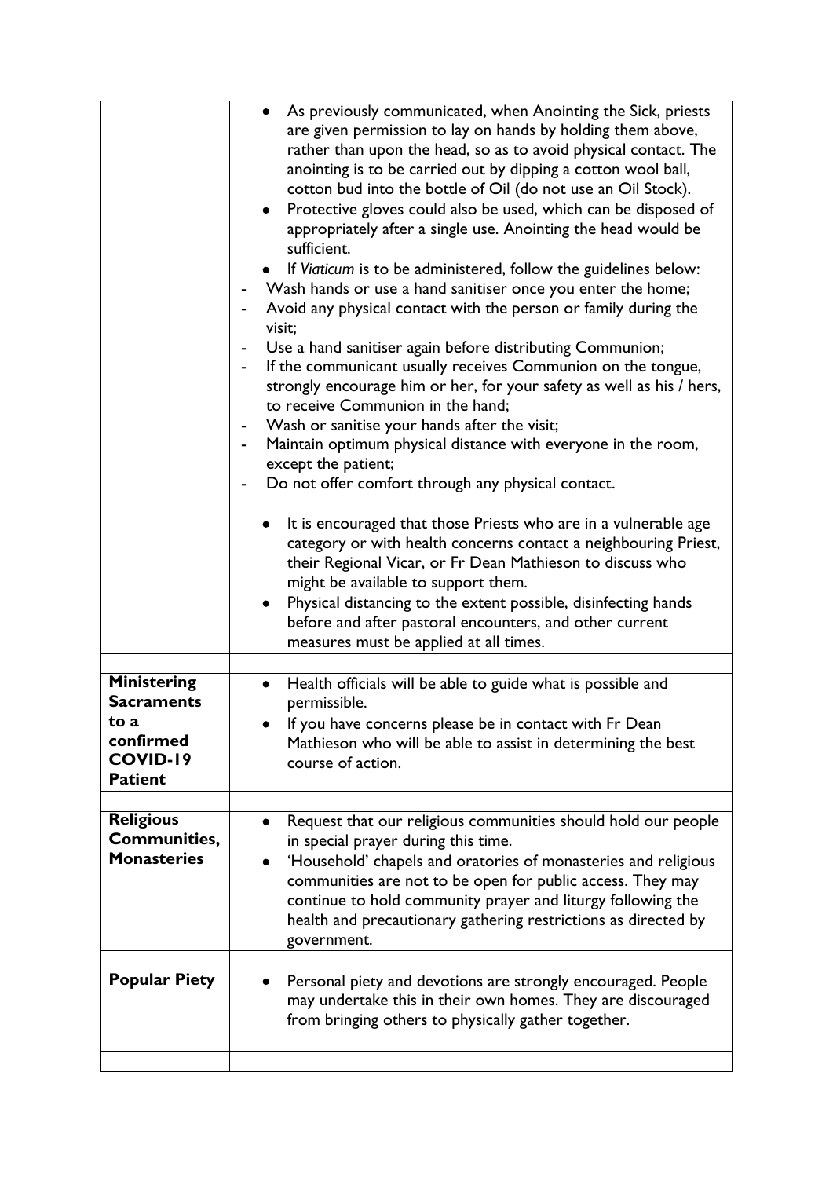| | |
|---|---|
| | • As previously communicated, when Anointing the Sick, priests are given permission to lay on hands by holding them above, rather than upon the head, so as to avoid physical contact. The anointing is to be carried out by dipping a cotton wool ball, cotton bud into the bottle of Oil (do not use an Oil Stock).<br>• Protective gloves could also be used, which can be disposed of appropriately after a single use. Anointing the head would be sufficient.<br>• If *Viaticum* is to be administered, follow the guidelines below:<br>- Wash hands or use a hand sanitiser once you enter the home;<br>- Avoid any physical contact with the person or family during the visit;<br>- Use a hand sanitiser again before distributing Communion;<br>- If the communicant usually receives Communion on the tongue, strongly encourage him or her, for your safety as well as his / hers, to receive Communion in the hand;<br>- Wash or sanitise your hands after the visit;<br>- Maintain optimum physical distance with everyone in the room, except the patient;<br>- Do not offer comfort through any physical contact.<br><br>• It is encouraged that those Priests who are in a vulnerable age category or with health concerns contact a neighbouring Priest, their Regional Vicar, or Fr Dean Mathieson to discuss who might be available to support them.<br>• Physical distancing to the extent possible, disinfecting hands before and after pastoral encounters, and other current measures must be applied at all times. |
| | |
| **Ministering Sacraments to a confirmed COVID-19 Patient** | • Health officials will be able to guide what is possible and permissible.<br>• If you have concerns please be in contact with Fr Dean Mathieson who will be able to assist in determining the best course of action. |
| | |
| **Religious Communities, Monasteries** | • Request that our religious communities should hold our people in special prayer during this time.<br>• 'Household' chapels and oratories of monasteries and religious communities are not to be open for public access. They may continue to hold community prayer and liturgy following the health and precautionary gathering restrictions as directed by government. |
| | |
| **Popular Piety** | • Personal piety and devotions are strongly encouraged. People may undertake this in their own homes. They are discouraged from bringing others to physically gather together. |
| | |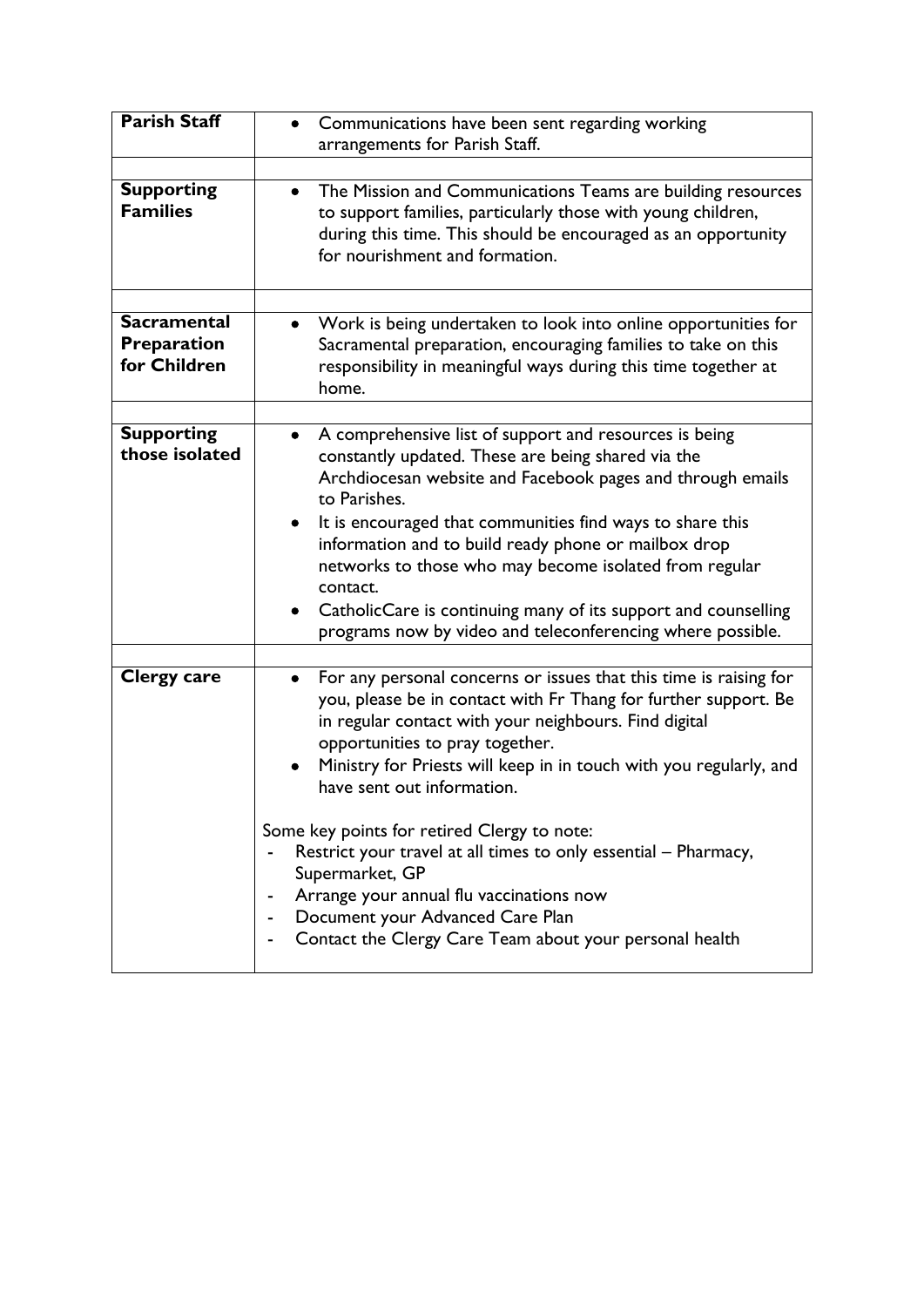| | |
|---|---|
| **Parish Staff** | • Communications have been sent regarding working arrangements for Parish Staff. |
| | |
| **Supporting Families** | • The Mission and Communications Teams are building resources to support families, particularly those with young children, during this time. This should be encouraged as an opportunity for nourishment and formation. |
| | |
| **Sacramental Preparation for Children** | • Work is being undertaken to look into online opportunities for Sacramental preparation, encouraging families to take on this responsibility in meaningful ways during this time together at home. |
| | |
| **Supporting those isolated** | • A comprehensive list of support and resources is being constantly updated. These are being shared via the Archdiocesan website and Facebook pages and through emails to Parishes.<br>• It is encouraged that communities find ways to share this information and to build ready phone or mailbox drop networks to those who may become isolated from regular contact.<br>• CatholicCare is continuing many of its support and counselling programs now by video and teleconferencing where possible. |
| | |
| **Clergy care** | • For any personal concerns or issues that this time is raising for you, please be in contact with Fr Thang for further support. Be in regular contact with your neighbours. Find digital opportunities to pray together.<br>• Ministry for Priests will keep in in touch with you regularly, and have sent out information.<br><br>Some key points for retired Clergy to note:<br>- Restrict your travel at all times to only essential – Pharmacy, Supermarket, GP<br>- Arrange your annual flu vaccinations now<br>- Document your Advanced Care Plan<br>- Contact the Clergy Care Team about your personal health |